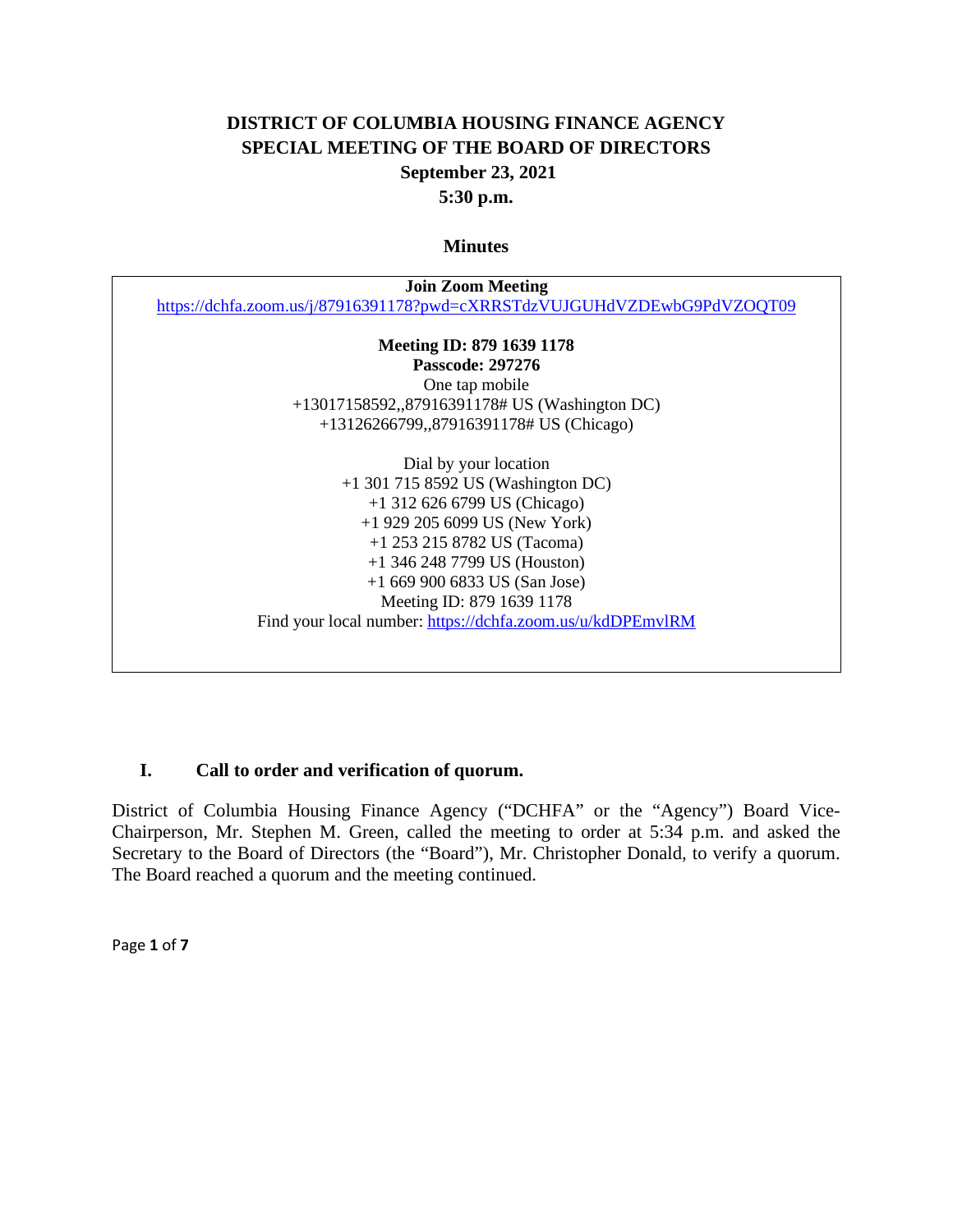# DISTRICT OF COLUMBIA HOUSING FINANCE AGENCY
# SPECIAL MEETING OF THE BOARD OF DIRECTORS
## September 23, 2021
## 5:30 p.m.

### Minutes

**Join Zoom Meeting**
https://dchfa.zoom.us/j/87916391178?pwd=cXRRSTdzVUJGUHdVZDEwbG9PdVZOQT09

**Meeting ID: 879 1639 1178**
**Passcode: 297276**
One tap mobile
+13017158592,,87916391178# US (Washington DC)
+13126266799,,87916391178# US (Chicago)

Dial by your location
+1 301 715 8592 US (Washington DC)
+1 312 626 6799 US (Chicago)
+1 929 205 6099 US (New York)
+1 253 215 8782 US (Tacoma)
+1 346 248 7799 US (Houston)
+1 669 900 6833 US (San Jose)
Meeting ID: 879 1639 1178
Find your local number: https://dchfa.zoom.us/u/kdDPEmvlRM

## I. Call to order and verification of quorum.

District of Columbia Housing Finance Agency ("DCHFA" or the "Agency") Board Vice-Chairperson, Mr. Stephen M. Green, called the meeting to order at 5:34 p.m. and asked the Secretary to the Board of Directors (the "Board"), Mr. Christopher Donald, to verify a quorum. The Board reached a quorum and the meeting continued.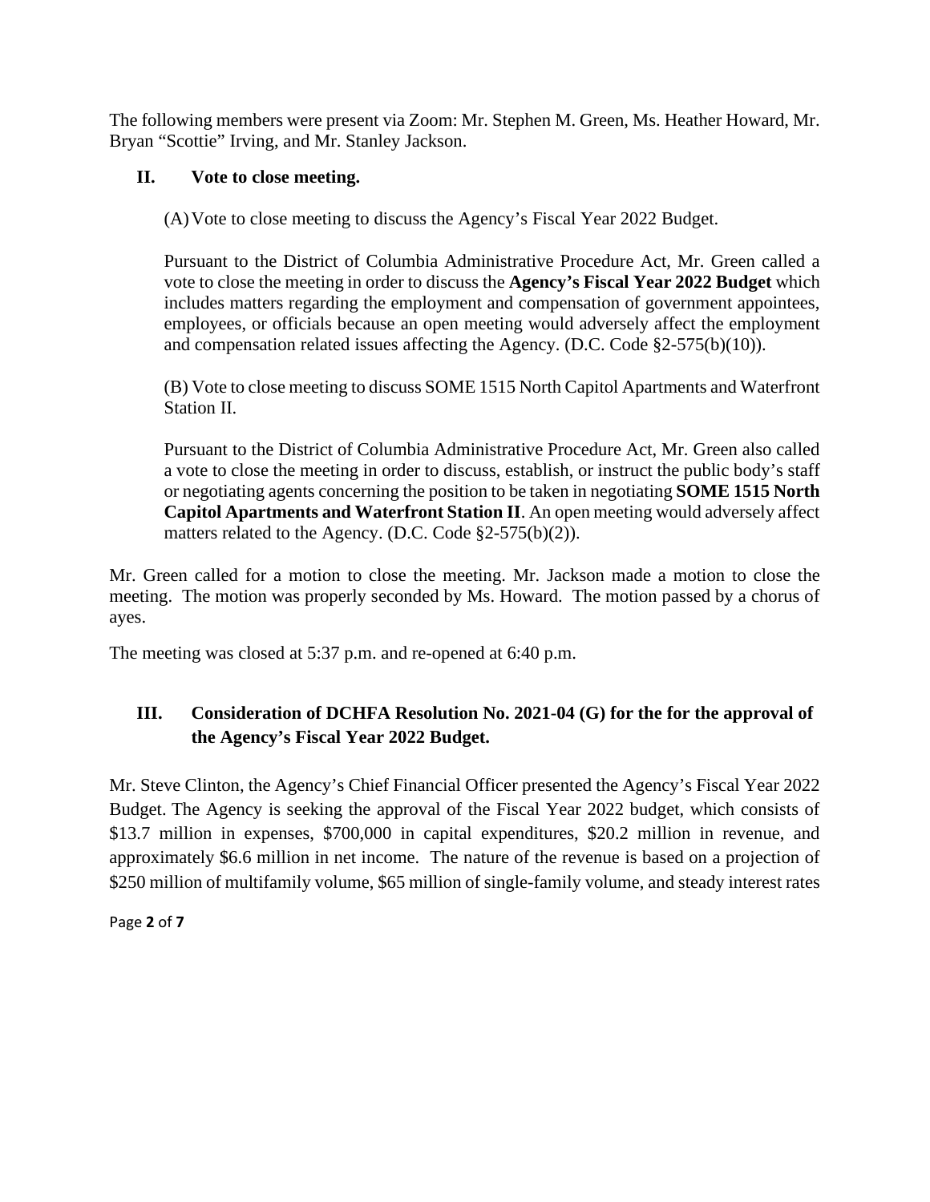The following members were present via Zoom: Mr. Stephen M. Green, Ms. Heather Howard, Mr. Bryan "Scottie" Irving, and Mr. Stanley Jackson.

## II. Vote to close meeting.

(A) Vote to close meeting to discuss the Agency's Fiscal Year 2022 Budget.

Pursuant to the District of Columbia Administrative Procedure Act, Mr. Green called a vote to close the meeting in order to discuss the **Agency's Fiscal Year 2022 Budget** which includes matters regarding the employment and compensation of government appointees, employees, or officials because an open meeting would adversely affect the employment and compensation related issues affecting the Agency. (D.C. Code §2-575(b)(10)).

(B) Vote to close meeting to discuss SOME 1515 North Capitol Apartments and Waterfront Station II.

Pursuant to the District of Columbia Administrative Procedure Act, Mr. Green also called a vote to close the meeting in order to discuss, establish, or instruct the public body's staff or negotiating agents concerning the position to be taken in negotiating **SOME 1515 North Capitol Apartments and Waterfront Station II**. An open meeting would adversely affect matters related to the Agency. (D.C. Code §2-575(b)(2)).

Mr. Green called for a motion to close the meeting. Mr. Jackson made a motion to close the meeting. The motion was properly seconded by Ms. Howard. The motion passed by a chorus of ayes.

The meeting was closed at 5:37 p.m. and re-opened at 6:40 p.m.

## III. Consideration of DCHFA Resolution No. 2021-04 (G) for the for the approval of the Agency's Fiscal Year 2022 Budget.

Mr. Steve Clinton, the Agency's Chief Financial Officer presented the Agency's Fiscal Year 2022 Budget. The Agency is seeking the approval of the Fiscal Year 2022 budget, which consists of $13.7 million in expenses, $700,000 in capital expenditures, $20.2 million in revenue, and approximately $6.6 million in net income. The nature of the revenue is based on a projection of $250 million of multifamily volume, $65 million of single-family volume, and steady interest rates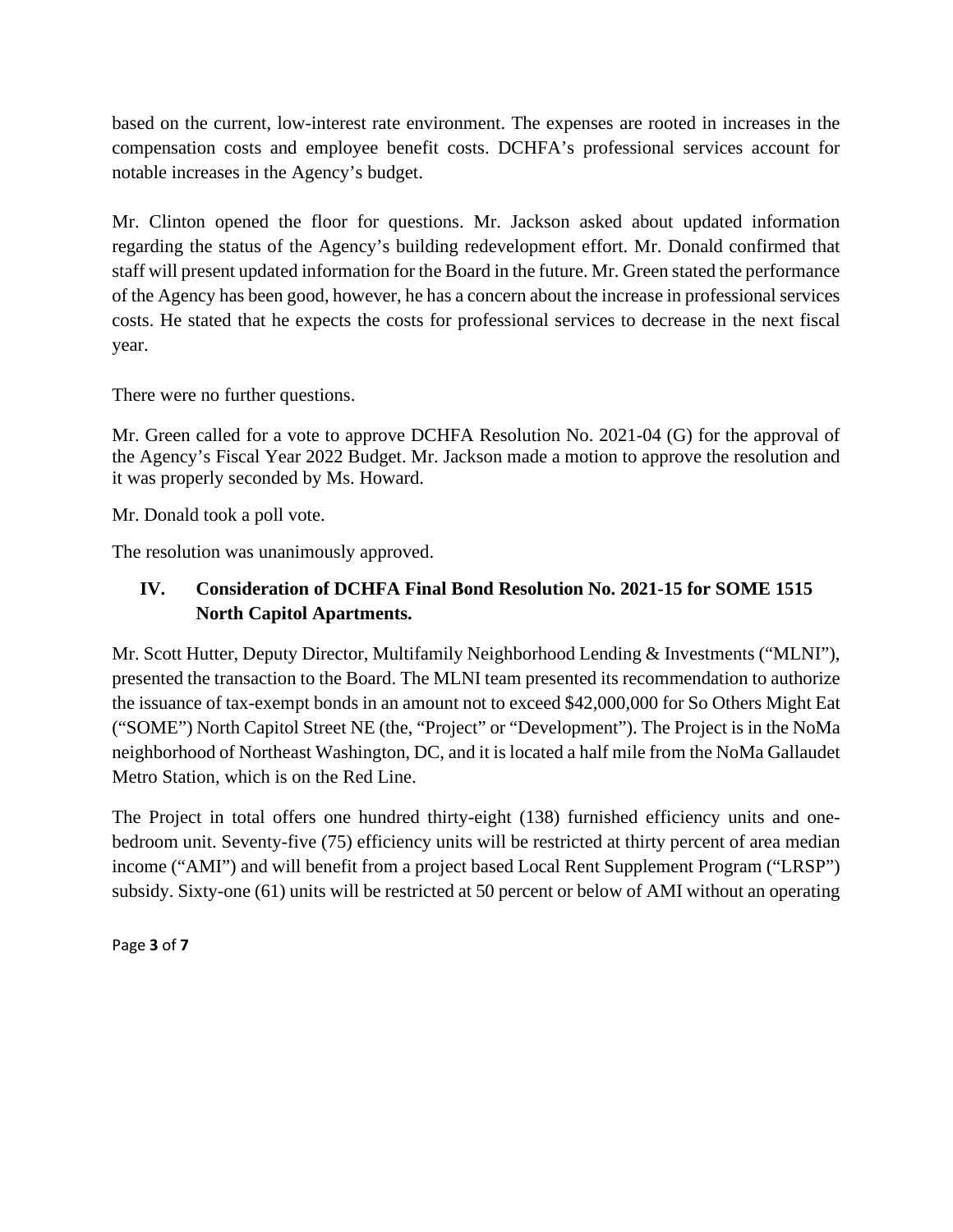based on the current, low-interest rate environment. The expenses are rooted in increases in the compensation costs and employee benefit costs. DCHFA's professional services account for notable increases in the Agency's budget.

Mr. Clinton opened the floor for questions. Mr. Jackson asked about updated information regarding the status of the Agency's building redevelopment effort. Mr. Donald confirmed that staff will present updated information for the Board in the future. Mr. Green stated the performance of the Agency has been good, however, he has a concern about the increase in professional services costs. He stated that he expects the costs for professional services to decrease in the next fiscal year.

There were no further questions.

Mr. Green called for a vote to approve DCHFA Resolution No. 2021-04 (G) for the approval of the Agency's Fiscal Year 2022 Budget. Mr. Jackson made a motion to approve the resolution and it was properly seconded by Ms. Howard.

Mr. Donald took a poll vote.

The resolution was unanimously approved.

## IV. Consideration of DCHFA Final Bond Resolution No. 2021-15 for SOME 1515 North Capitol Apartments.

Mr. Scott Hutter, Deputy Director, Multifamily Neighborhood Lending & Investments ("MLNI"), presented the transaction to the Board. The MLNI team presented its recommendation to authorize the issuance of tax-exempt bonds in an amount not to exceed $42,000,000 for So Others Might Eat ("SOME") North Capitol Street NE (the, "Project" or "Development"). The Project is in the NoMa neighborhood of Northeast Washington, DC, and it is located a half mile from the NoMa Gallaudet Metro Station, which is on the Red Line.

The Project in total offers one hundred thirty-eight (138) furnished efficiency units and one-bedroom unit. Seventy-five (75) efficiency units will be restricted at thirty percent of area median income ("AMI") and will benefit from a project based Local Rent Supplement Program ("LRSP") subsidy. Sixty-one (61) units will be restricted at 50 percent or below of AMI without an operating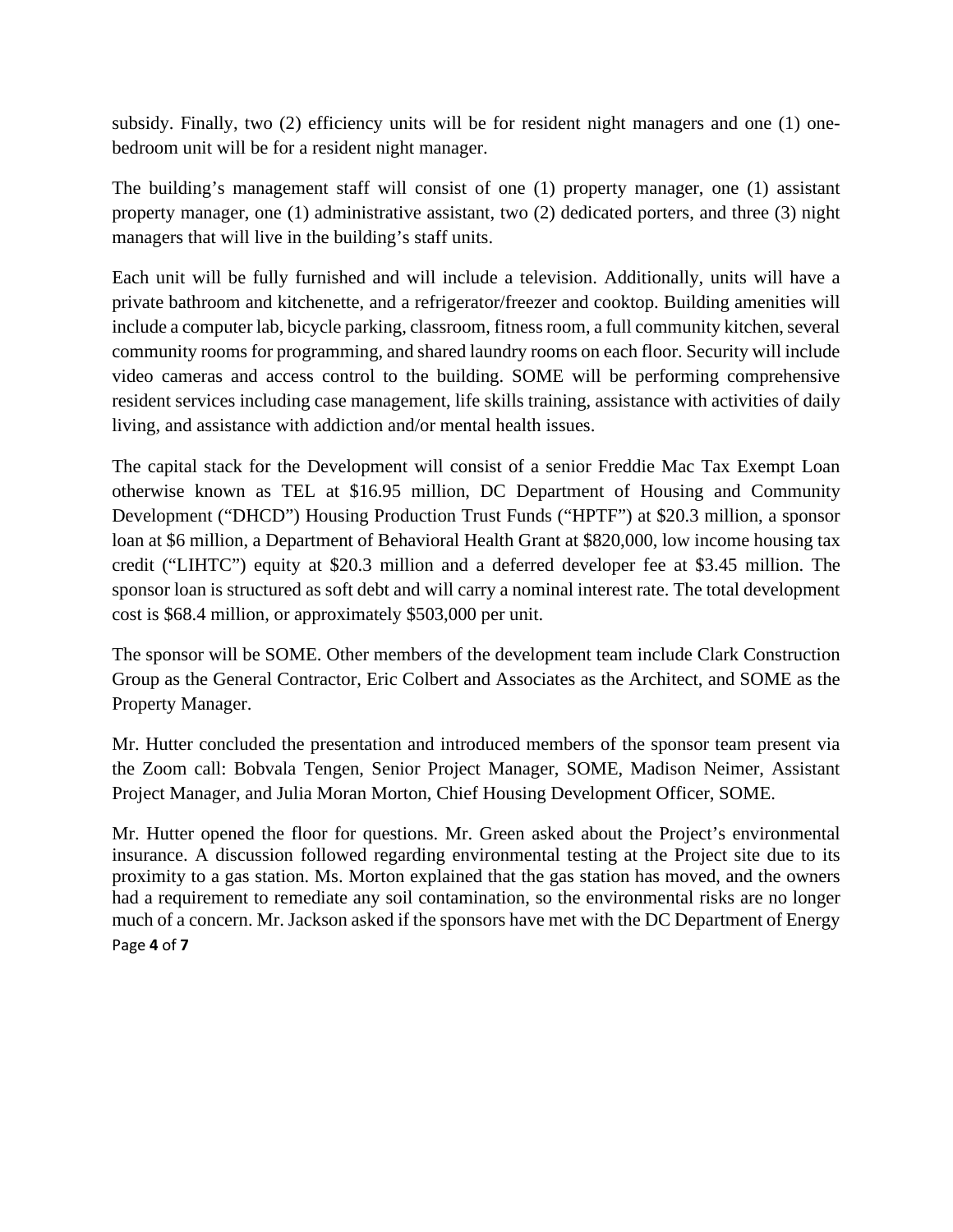subsidy. Finally, two (2) efficiency units will be for resident night managers and one (1) one-bedroom unit will be for a resident night manager.

The building's management staff will consist of one (1) property manager, one (1) assistant property manager, one (1) administrative assistant, two (2) dedicated porters, and three (3) night managers that will live in the building's staff units.

Each unit will be fully furnished and will include a television. Additionally, units will have a private bathroom and kitchenette, and a refrigerator/freezer and cooktop. Building amenities will include a computer lab, bicycle parking, classroom, fitness room, a full community kitchen, several community rooms for programming, and shared laundry rooms on each floor. Security will include video cameras and access control to the building. SOME will be performing comprehensive resident services including case management, life skills training, assistance with activities of daily living, and assistance with addiction and/or mental health issues.

The capital stack for the Development will consist of a senior Freddie Mac Tax Exempt Loan otherwise known as TEL at $16.95 million, DC Department of Housing and Community Development ("DHCD") Housing Production Trust Funds ("HPTF") at $20.3 million, a sponsor loan at $6 million, a Department of Behavioral Health Grant at $820,000, low income housing tax credit ("LIHTC") equity at $20.3 million and a deferred developer fee at $3.45 million. The sponsor loan is structured as soft debt and will carry a nominal interest rate. The total development cost is $68.4 million, or approximately $503,000 per unit.

The sponsor will be SOME. Other members of the development team include Clark Construction Group as the General Contractor, Eric Colbert and Associates as the Architect, and SOME as the Property Manager.

Mr. Hutter concluded the presentation and introduced members of the sponsor team present via the Zoom call: Bobvala Tengen, Senior Project Manager, SOME, Madison Neimer, Assistant Project Manager, and Julia Moran Morton, Chief Housing Development Officer, SOME.

Mr. Hutter opened the floor for questions. Mr. Green asked about the Project's environmental insurance. A discussion followed regarding environmental testing at the Project site due to its proximity to a gas station. Ms. Morton explained that the gas station has moved, and the owners had a requirement to remediate any soil contamination, so the environmental risks are no longer much of a concern. Mr. Jackson asked if the sponsors have met with the DC Department of Energy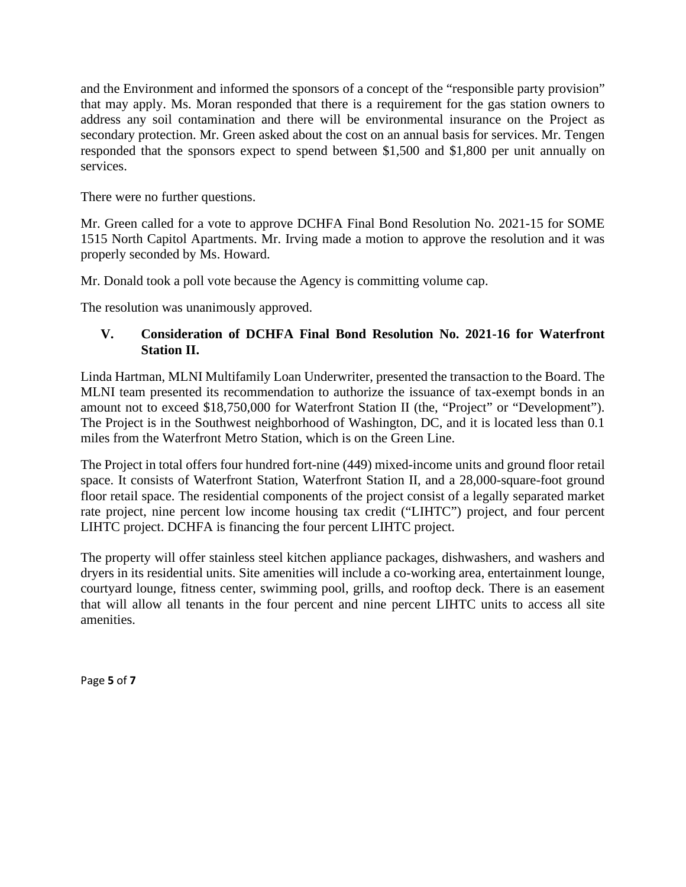and the Environment and informed the sponsors of a concept of the "responsible party provision" that may apply. Ms. Moran responded that there is a requirement for the gas station owners to address any soil contamination and there will be environmental insurance on the Project as secondary protection. Mr. Green asked about the cost on an annual basis for services. Mr. Tengen responded that the sponsors expect to spend between $1,500 and $1,800 per unit annually on services.

There were no further questions.

Mr. Green called for a vote to approve DCHFA Final Bond Resolution No. 2021-15 for SOME 1515 North Capitol Apartments. Mr. Irving made a motion to approve the resolution and it was properly seconded by Ms. Howard.

Mr. Donald took a poll vote because the Agency is committing volume cap.

The resolution was unanimously approved.

## V. Consideration of DCHFA Final Bond Resolution No. 2021-16 for Waterfront Station II.

Linda Hartman, MLNI Multifamily Loan Underwriter, presented the transaction to the Board. The MLNI team presented its recommendation to authorize the issuance of tax-exempt bonds in an amount not to exceed $18,750,000 for Waterfront Station II (the, "Project" or "Development"). The Project is in the Southwest neighborhood of Washington, DC, and it is located less than 0.1 miles from the Waterfront Metro Station, which is on the Green Line.

The Project in total offers four hundred fort-nine (449) mixed-income units and ground floor retail space. It consists of Waterfront Station, Waterfront Station II, and a 28,000-square-foot ground floor retail space. The residential components of the project consist of a legally separated market rate project, nine percent low income housing tax credit ("LIHTC") project, and four percent LIHTC project. DCHFA is financing the four percent LIHTC project.

The property will offer stainless steel kitchen appliance packages, dishwashers, and washers and dryers in its residential units. Site amenities will include a co-working area, entertainment lounge, courtyard lounge, fitness center, swimming pool, grills, and rooftop deck. There is an easement that will allow all tenants in the four percent and nine percent LIHTC units to access all site amenities.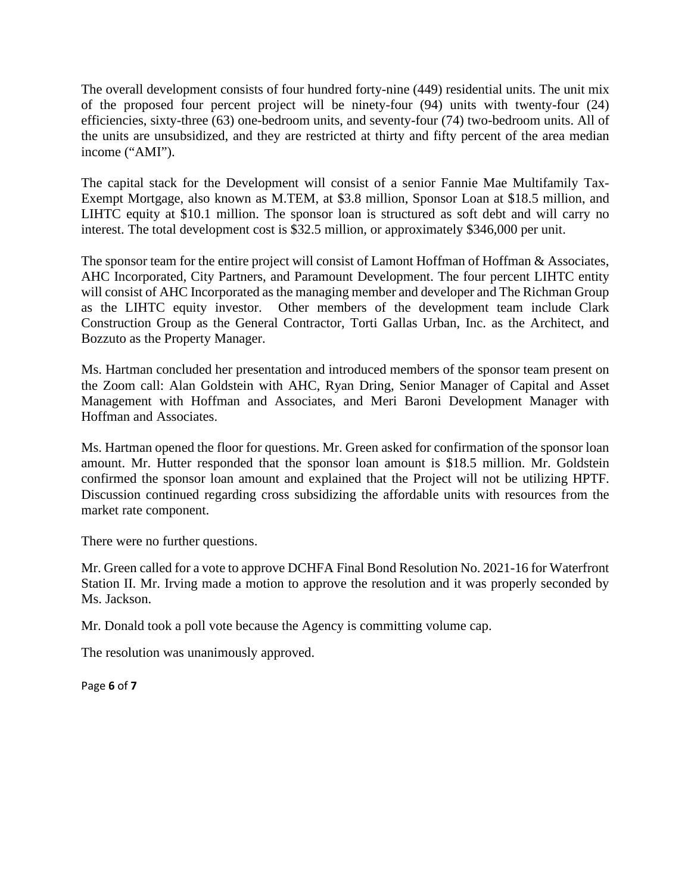The overall development consists of four hundred forty-nine (449) residential units. The unit mix of the proposed four percent project will be ninety-four (94) units with twenty-four (24) efficiencies, sixty-three (63) one-bedroom units, and seventy-four (74) two-bedroom units. All of the units are unsubsidized, and they are restricted at thirty and fifty percent of the area median income ("AMI").

The capital stack for the Development will consist of a senior Fannie Mae Multifamily Tax-Exempt Mortgage, also known as M.TEM, at $3.8 million, Sponsor Loan at $18.5 million, and LIHTC equity at $10.1 million. The sponsor loan is structured as soft debt and will carry no interest. The total development cost is $32.5 million, or approximately $346,000 per unit.

The sponsor team for the entire project will consist of Lamont Hoffman of Hoffman & Associates, AHC Incorporated, City Partners, and Paramount Development. The four percent LIHTC entity will consist of AHC Incorporated as the managing member and developer and The Richman Group as the LIHTC equity investor. Other members of the development team include Clark Construction Group as the General Contractor, Torti Gallas Urban, Inc. as the Architect, and Bozzuto as the Property Manager.

Ms. Hartman concluded her presentation and introduced members of the sponsor team present on the Zoom call: Alan Goldstein with AHC, Ryan Dring, Senior Manager of Capital and Asset Management with Hoffman and Associates, and Meri Baroni Development Manager with Hoffman and Associates.

Ms. Hartman opened the floor for questions. Mr. Green asked for confirmation of the sponsor loan amount. Mr. Hutter responded that the sponsor loan amount is $18.5 million. Mr. Goldstein confirmed the sponsor loan amount and explained that the Project will not be utilizing HPTF. Discussion continued regarding cross subsidizing the affordable units with resources from the market rate component.

There were no further questions.

Mr. Green called for a vote to approve DCHFA Final Bond Resolution No. 2021-16 for Waterfront Station II. Mr. Irving made a motion to approve the resolution and it was properly seconded by Ms. Jackson.

Mr. Donald took a poll vote because the Agency is committing volume cap.

The resolution was unanimously approved.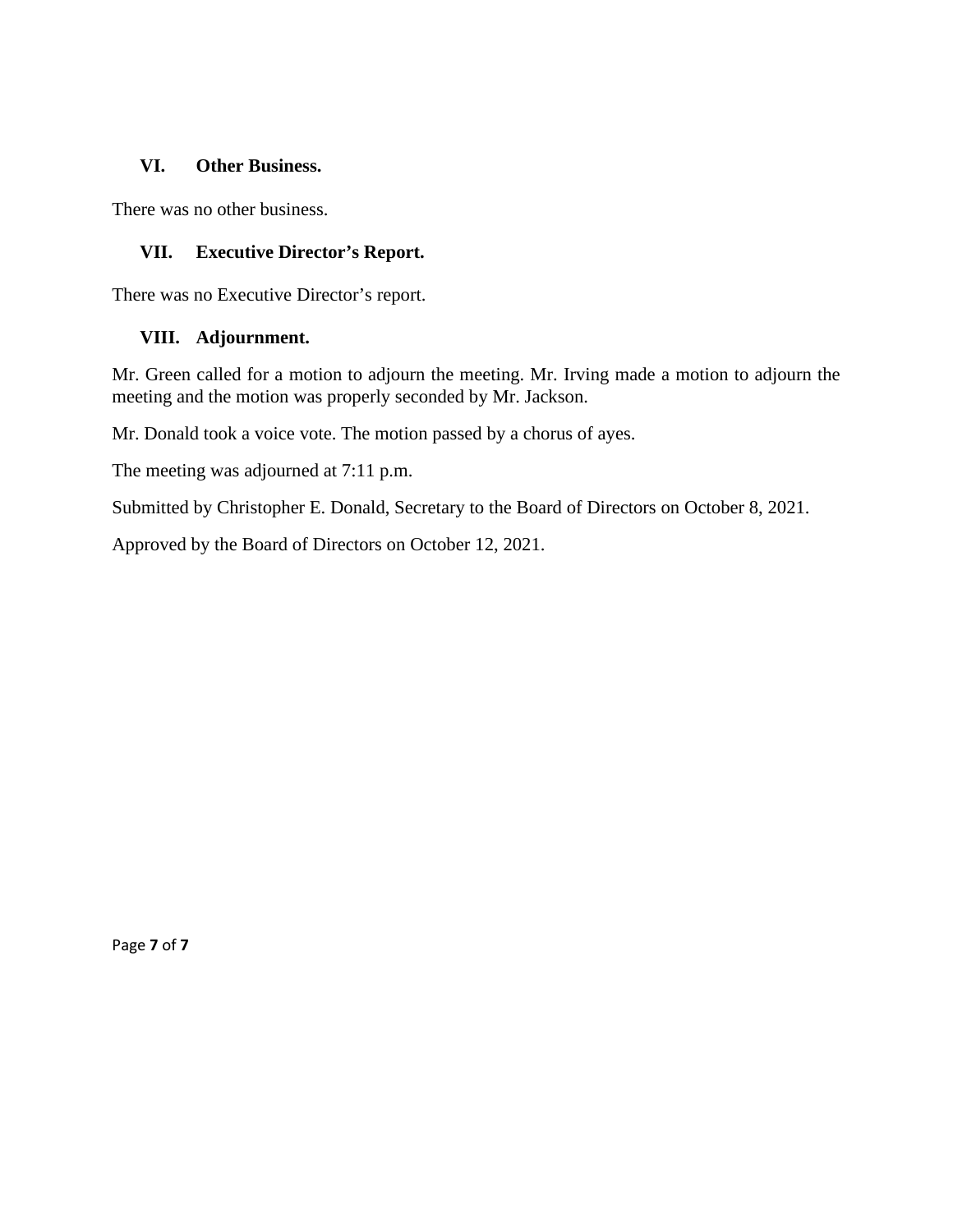## VI. Other Business.

There was no other business.

## VII. Executive Director's Report.

There was no Executive Director's report.

## VIII. Adjournment.

Mr. Green called for a motion to adjourn the meeting. Mr. Irving made a motion to adjourn the meeting and the motion was properly seconded by Mr. Jackson.

Mr. Donald took a voice vote. The motion passed by a chorus of ayes.

The meeting was adjourned at 7:11 p.m.

Submitted by Christopher E. Donald, Secretary to the Board of Directors on October 8, 2021.

Approved by the Board of Directors on October 12, 2021.